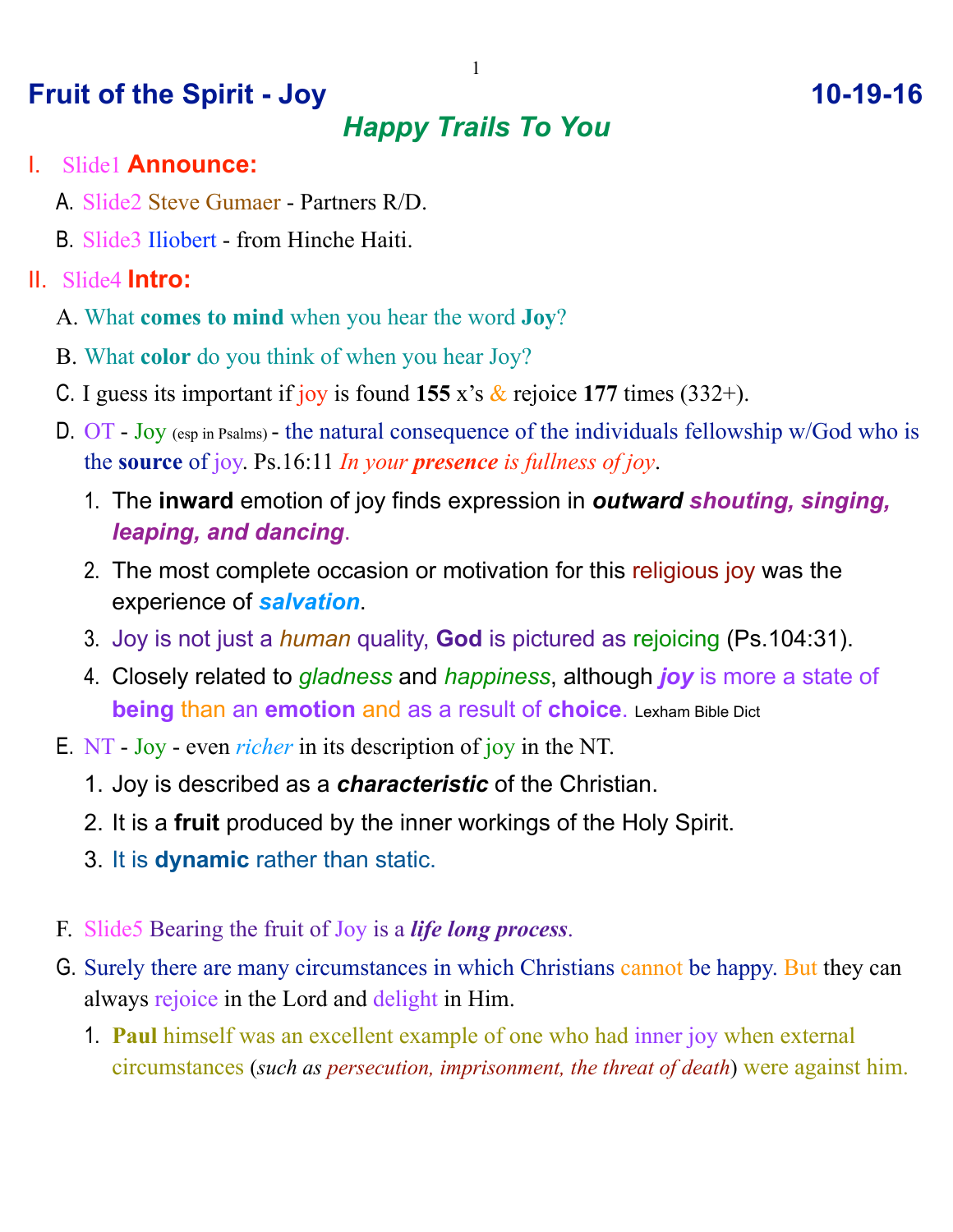# Fruit of the Spirit - Joy 10-19-16

## *Happy Trails To You*

I. Slide1 **Announce:**

A. Slide2 Steve Gumaer - Partners R/D.

B. Slide3 Iliobert - from Hinche Haiti.

II. Slide4 **Intro:**

A. What **comes to mind** when you hear the word **Joy**?

B. What **color** do you think of when you hear Joy?

C. I guess its important if joy is found **155** x's & rejoice **177** times (332+).

D. OT - Joy (esp in Psalms) - the natural consequence of the individuals fellowship w/God who is the **source** of joy. Ps.16:11 *In your **presence** is fullness of joy*.

1. The **inward** emotion of joy finds expression in ***outward shouting, singing, leaping, and dancing***.
2. The most complete occasion or motivation for this religious joy was the experience of ***salvation***.
3. Joy is not just a *human* quality, **God** is pictured as rejoicing (Ps.104:31).
4. Closely related to *gladness* and *happiness*, although ***joy*** is more a state of **being** than an **emotion** and as a result of **choice**. Lexham Bible Dict

E. NT - Joy - even *richer* in its description of joy in the NT.

1. Joy is described as a ***characteristic*** of the Christian.
2. It is a **fruit** produced by the inner workings of the Holy Spirit.
3. It is **dynamic** rather than static.

F. Slide5 Bearing the fruit of Joy is a ***life long process***.

G. Surely there are many circumstances in which Christians cannot be happy. But they can always rejoice in the Lord and delight in Him.

1. **Paul** himself was an excellent example of one who had inner joy when external circumstances (*such as persecution, imprisonment, the threat of death*) were against him.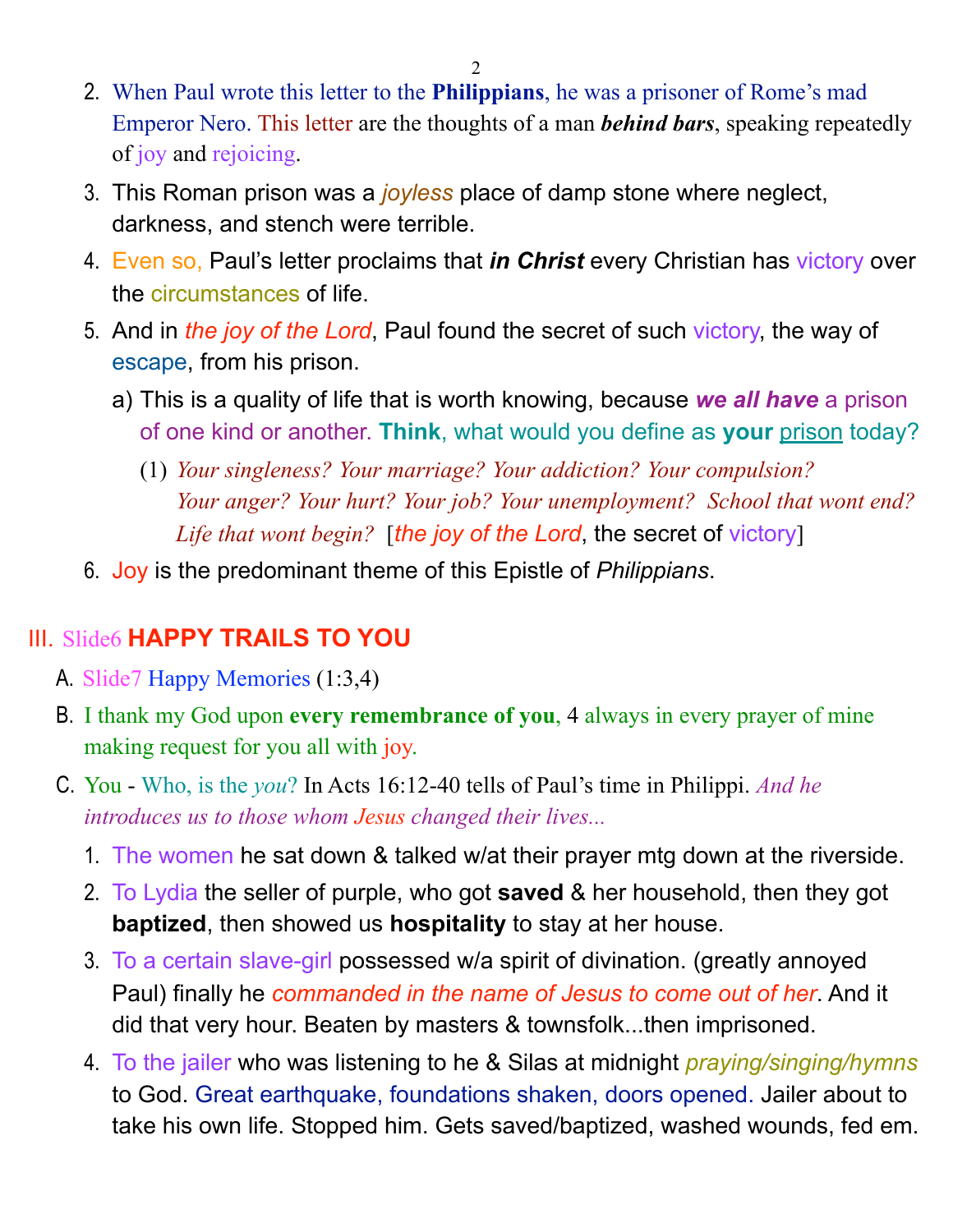2. When Paul wrote this letter to the **Philippians**, he was a prisoner of Rome's mad Emperor Nero. This letter are the thoughts of a man ***behind bars***, speaking repeatedly of joy and rejoicing.
3. This Roman prison was a *joyless* place of damp stone where neglect, darkness, and stench were terrible.
4. Even so, Paul's letter proclaims that ***in Christ*** every Christian has victory over the circumstances of life.
5. And in *the joy of the Lord*, Paul found the secret of such victory, the way of escape, from his prison.
   a) This is a quality of life that is worth knowing, because ***we all have*** a prison of one kind or another. **Think**, what would you define as **your** <u>prison</u> today?
      (1) *Your singleness? Your marriage? Your addiction? Your compulsion? Your anger? Your hurt? Your job? Your unemployment? School that wont end? Life that wont begin?* [*the joy of the Lord*, the secret of victory]
6. Joy is the predominant theme of this Epistle of *Philippians*.

## III. Slide6 **HAPPY TRAILS TO YOU**

A. Slide7 Happy Memories (1:3,4)

B. I thank my God upon **every remembrance of you**, 4 always in every prayer of mine making request for you all with joy.

C. You - Who, is the *you*? In Acts 16:12-40 tells of Paul's time in Philippi. *And he introduces us to those whom Jesus changed their lives...*

1. The women he sat down & talked w/at their prayer mtg down at the riverside.
2. To Lydia the seller of purple, who got **saved** & her household, then they got **baptized**, then showed us **hospitality** to stay at her house.
3. To a certain slave-girl possessed w/a spirit of divination. (greatly annoyed Paul) finally he *commanded in the name of Jesus to come out of her*. And it did that very hour. Beaten by masters & townsfolk...then imprisoned.
4. To the jailer who was listening to he & Silas at midnight *praying/singing/hymns* to God. Great earthquake, foundations shaken, doors opened. Jailer about to take his own life. Stopped him. Gets saved/baptized, washed wounds, fed em.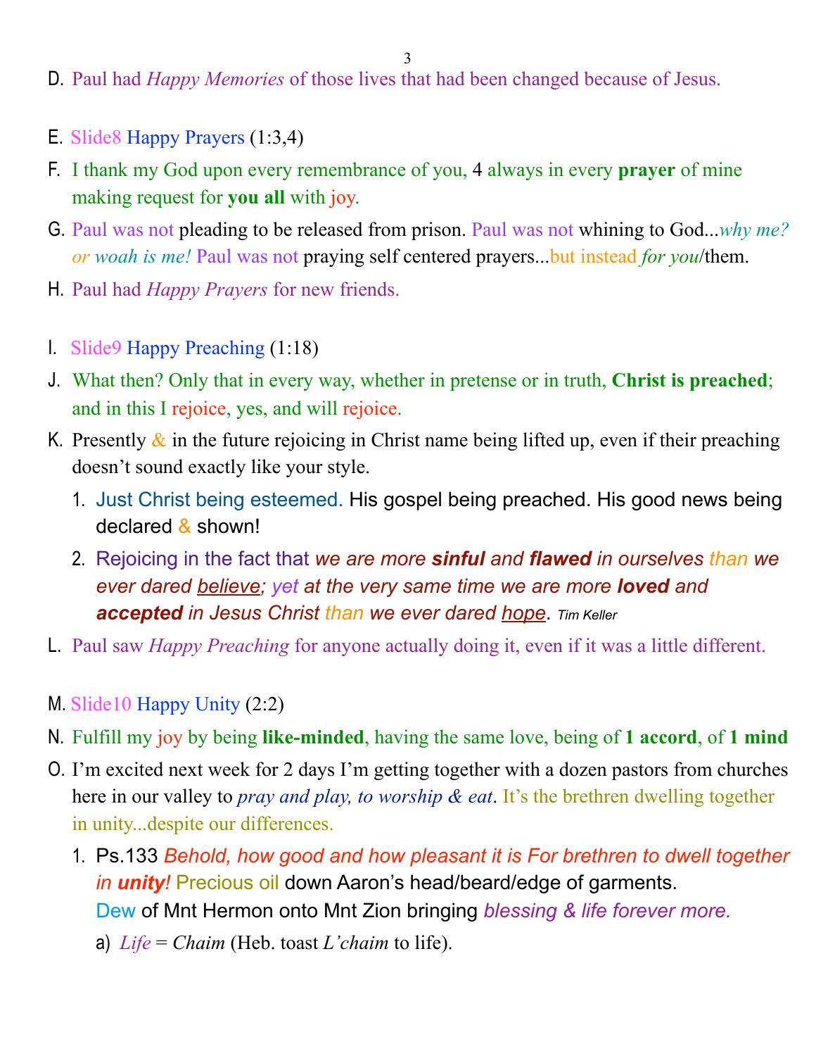D. Paul had *Happy Memories* of those lives that had been changed because of Jesus.

E. Slide8 Happy Prayers (1:3,4)

F. I thank my God upon every remembrance of you, 4 always in every **prayer** of mine making request for **you all** with joy.

G. Paul was not pleading to be released from prison. Paul was not whining to God...*why me? or woah is me!* Paul was not praying self centered prayers...but instead *for you*/them.

H. Paul had *Happy Prayers* for new friends.

I. Slide9 Happy Preaching (1:18)

J. What then? Only that in every way, whether in pretense or in truth, **Christ is preached**; and in this I rejoice, yes, and will rejoice.

K. Presently & in the future rejoicing in Christ name being lifted up, even if their preaching doesn't sound exactly like your style.

   1. Just Christ being esteemed. His gospel being preached. His good news being declared & shown!
   2. Rejoicing in the fact that *we are more **sinful** and **flawed** in ourselves than we ever dared <u>believe</u>; yet at the very same time we are more **loved** and **accepted** in Jesus Christ than we ever dared <u>hope</u>.* *Tim Keller*

L. Paul saw *Happy Preaching* for anyone actually doing it, even if it was a little different.

M. Slide10 Happy Unity (2:2)

N. Fulfill my joy by being **like-minded**, having the same love, being of **1 accord**, of **1 mind**

O. I'm excited next week for 2 days I'm getting together with a dozen pastors from churches here in our valley to *pray and play, to worship & eat*. It's the brethren dwelling together in unity...despite our differences.

   1. Ps.133 *Behold, how good and how pleasant it is For brethren to dwell together in **unity**!* Precious oil down Aaron's head/beard/edge of garments. Dew of Mnt Hermon onto Mnt Zion bringing *blessing & life forever more.*
      a) *Life* = *Chaim* (Heb. toast *L'chaim* to life).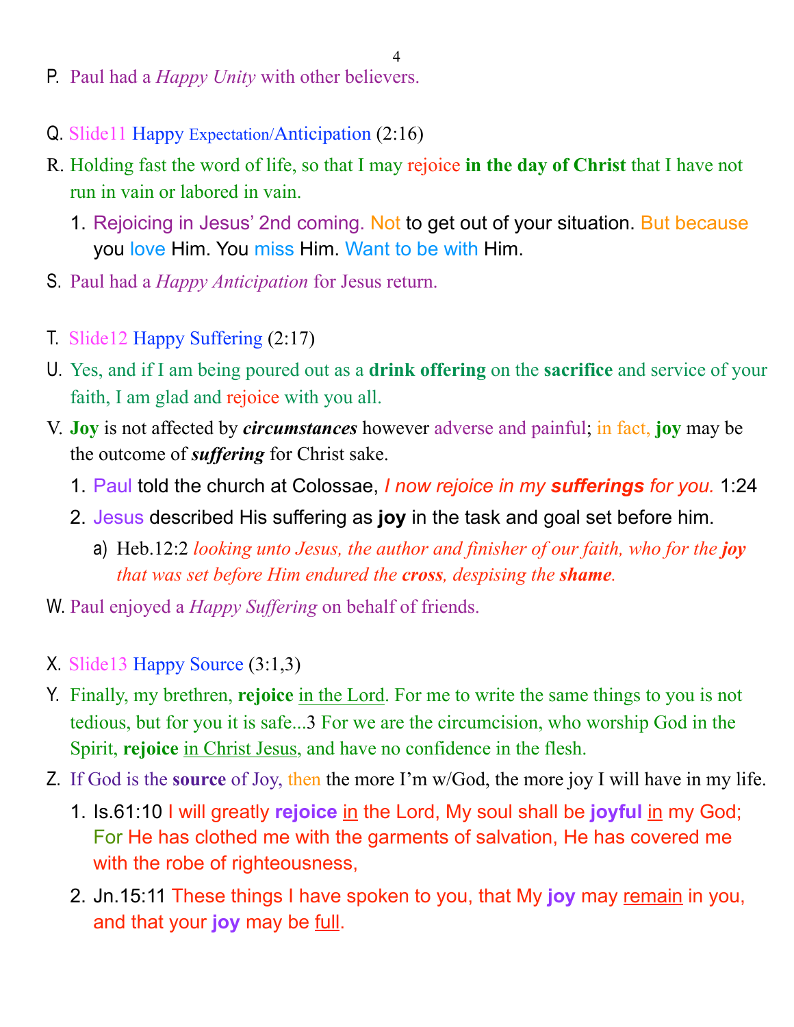P. Paul had a *Happy Unity* with other believers.

Q. Slide11 Happy Expectation/Anticipation (2:16)

R. Holding fast the word of life, so that I may rejoice **in the day of Christ** that I have not run in vain or labored in vain.

   1. Rejoicing in Jesus' 2nd coming. Not to get out of your situation. But because you love Him. You miss Him. Want to be with Him.

S. Paul had a *Happy Anticipation* for Jesus return.

T. Slide12 Happy Suffering (2:17)

U. Yes, and if I am being poured out as a **drink offering** on the **sacrifice** and service of your faith, I am glad and rejoice with you all.

V. **Joy** is not affected by ***circumstances*** however adverse and painful; in fact, **joy** may be the outcome of ***suffering*** for Christ sake.

   1. Paul told the church at Colossae, *I now rejoice in my **sufferings** for you.* 1:24
   2. Jesus described His suffering as **joy** in the task and goal set before him.
      a) Heb.12:2 *looking unto Jesus, the author and finisher of our faith, who for the **joy** that was set before Him endured the **cross**, despising the **shame**.*

W. Paul enjoyed a *Happy Suffering* on behalf of friends.

X. Slide13 Happy Source (3:1,3)

Y. Finally, my brethren, **rejoice** in the Lord. For me to write the same things to you is not tedious, but for you it is safe...3 For we are the circumcision, who worship God in the Spirit, **rejoice** in Christ Jesus, and have no confidence in the flesh.

Z. If God is the **source** of Joy, then the more I'm w/God, the more joy I will have in my life.

   1. Is.61:10 I will greatly **rejoice** in the Lord, My soul shall be **joyful** in my God; For He has clothed me with the garments of salvation, He has covered me with the robe of righteousness,
   2. Jn.15:11 These things I have spoken to you, that My **joy** may remain in you, and that your **joy** may be full.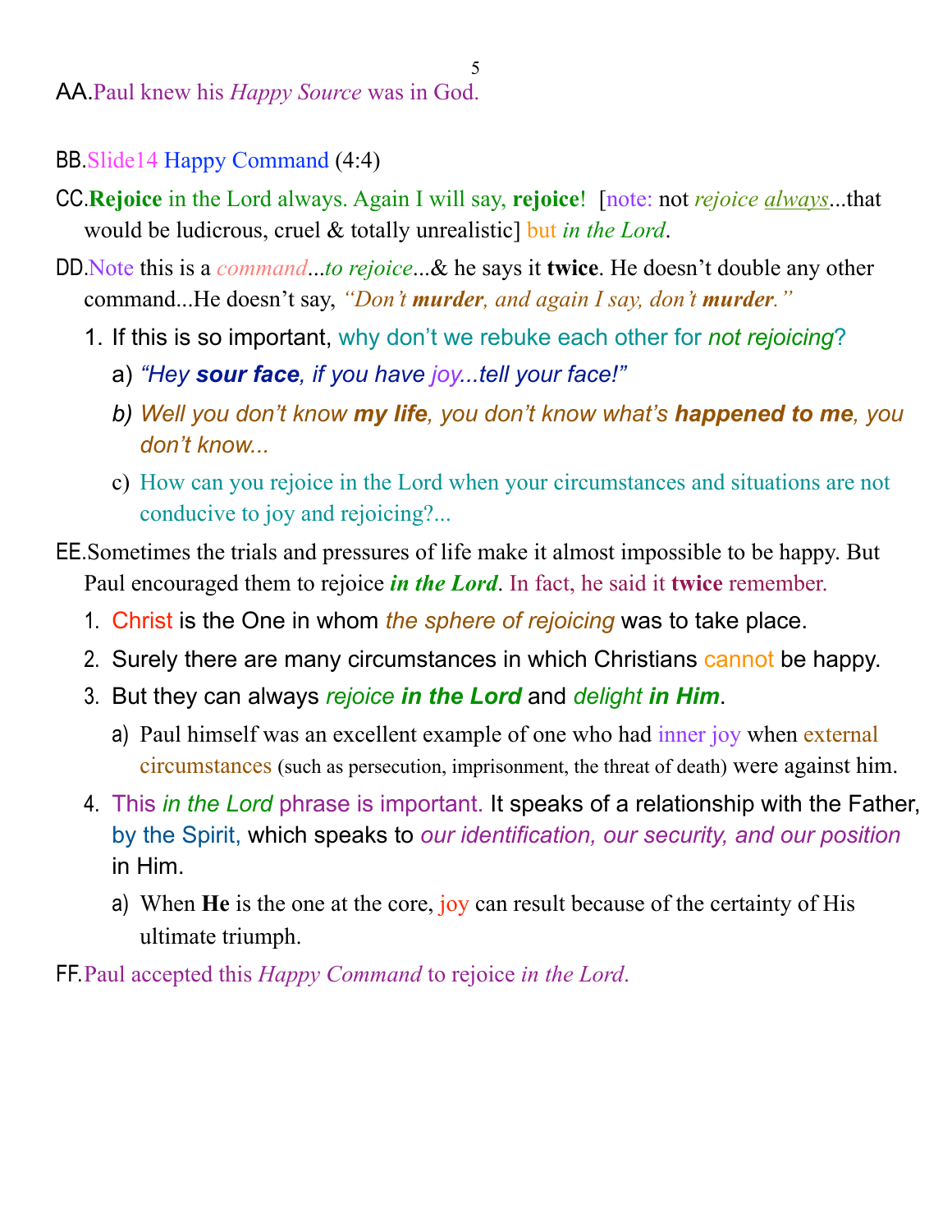AA. Paul knew his *Happy Source* was in God.

BB. Slide14 Happy Command (4:4)

CC. **Rejoice** in the Lord always. Again I will say, **rejoice**! [note: not *rejoice always*...that would be ludicrous, cruel & totally unrealistic] but *in the Lord*.

DD. Note this is a *command*...*to rejoice*...& he says it **twice**. He doesn't double any other command...He doesn't say, *"Don't **murder**, and again I say, don't **murder**."*

1. If this is so important, why don't we rebuke each other for *not rejoicing*?
   a) *"Hey **sour face**, if you have joy...tell your face!"*
   b) *Well you don't know **my life**, you don't know what's **happened to me**, you don't know...*
   c) How can you rejoice in the Lord when your circumstances and situations are not conducive to joy and rejoicing?...

EE. Sometimes the trials and pressures of life make it almost impossible to be happy. But Paul encouraged them to rejoice ***in the Lord***. In fact, he said it **twice** remember.

1. Christ is the One in whom *the sphere of rejoicing* was to take place.
2. Surely there are many circumstances in which Christians cannot be happy.
3. But they can always *rejoice **in the Lord*** and *delight **in Him***.
   a) Paul himself was an excellent example of one who had inner joy when external circumstances (such as persecution, imprisonment, the threat of death) were against him.
4. This *in the Lord* phrase is important. It speaks of a relationship with the Father, by the Spirit, which speaks to *our identification, our security, and our position* in Him.
   a) When **He** is the one at the core, joy can result because of the certainty of His ultimate triumph.

FF. Paul accepted this *Happy Command* to rejoice *in the Lord*.